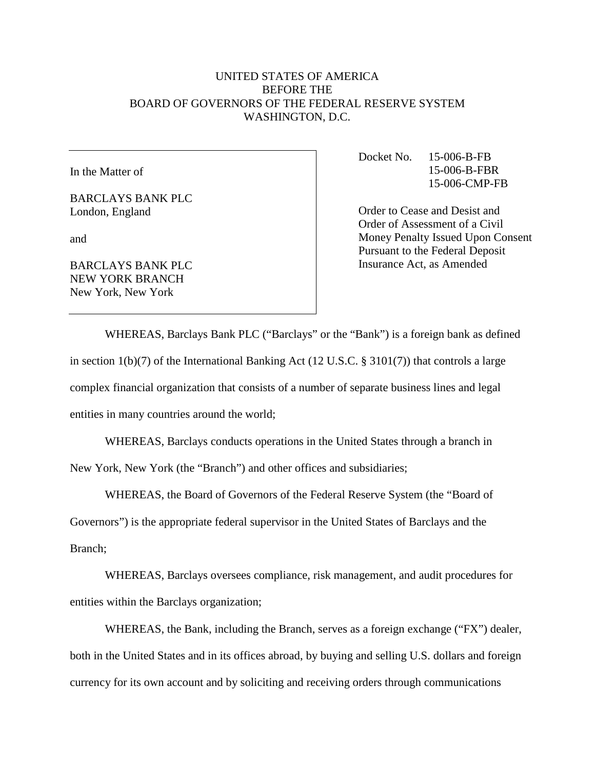UNITED STATES OF AMERICA
BEFORE THE
BOARD OF GOVERNORS OF THE FEDERAL RESERVE SYSTEM
WASHINGTON, D.C.

| In the Matter of<br><br>BARCLAYS BANK PLC<br>London, England<br><br>and<br><br>BARCLAYS BANK PLC<br>NEW YORK BRANCH<br>New York, New York | Docket No. 15-006-B-FB<br>15-006-B-FBR<br>15-006-CMP-FB<br><br>Order to Cease and Desist and Order of Assessment of a Civil Money Penalty Issued Upon Consent Pursuant to the Federal Deposit Insurance Act, as Amended |
|---|---|

WHEREAS, Barclays Bank PLC ("Barclays" or the "Bank") is a foreign bank as defined in section 1(b)(7) of the International Banking Act (12 U.S.C. § 3101(7)) that controls a large complex financial organization that consists of a number of separate business lines and legal entities in many countries around the world;

WHEREAS, Barclays conducts operations in the United States through a branch in New York, New York (the "Branch") and other offices and subsidiaries;

WHEREAS, the Board of Governors of the Federal Reserve System (the "Board of Governors") is the appropriate federal supervisor in the United States of Barclays and the Branch;

WHEREAS, Barclays oversees compliance, risk management, and audit procedures for entities within the Barclays organization;

WHEREAS, the Bank, including the Branch, serves as a foreign exchange ("FX") dealer, both in the United States and in its offices abroad, by buying and selling U.S. dollars and foreign currency for its own account and by soliciting and receiving orders through communications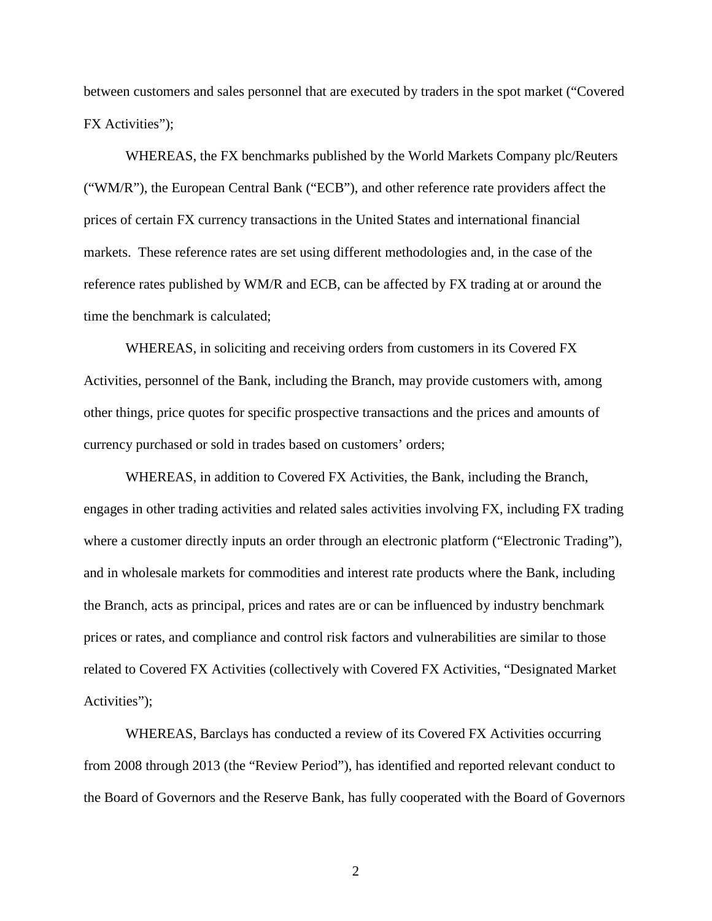between customers and sales personnel that are executed by traders in the spot market ("Covered FX Activities");

WHEREAS, the FX benchmarks published by the World Markets Company plc/Reuters ("WM/R"), the European Central Bank ("ECB"), and other reference rate providers affect the prices of certain FX currency transactions in the United States and international financial markets. These reference rates are set using different methodologies and, in the case of the reference rates published by WM/R and ECB, can be affected by FX trading at or around the time the benchmark is calculated;

WHEREAS, in soliciting and receiving orders from customers in its Covered FX Activities, personnel of the Bank, including the Branch, may provide customers with, among other things, price quotes for specific prospective transactions and the prices and amounts of currency purchased or sold in trades based on customers' orders;

WHEREAS, in addition to Covered FX Activities, the Bank, including the Branch, engages in other trading activities and related sales activities involving FX, including FX trading where a customer directly inputs an order through an electronic platform ("Electronic Trading"), and in wholesale markets for commodities and interest rate products where the Bank, including the Branch, acts as principal, prices and rates are or can be influenced by industry benchmark prices or rates, and compliance and control risk factors and vulnerabilities are similar to those related to Covered FX Activities (collectively with Covered FX Activities, "Designated Market Activities");

WHEREAS, Barclays has conducted a review of its Covered FX Activities occurring from 2008 through 2013 (the "Review Period"), has identified and reported relevant conduct to the Board of Governors and the Reserve Bank, has fully cooperated with the Board of Governors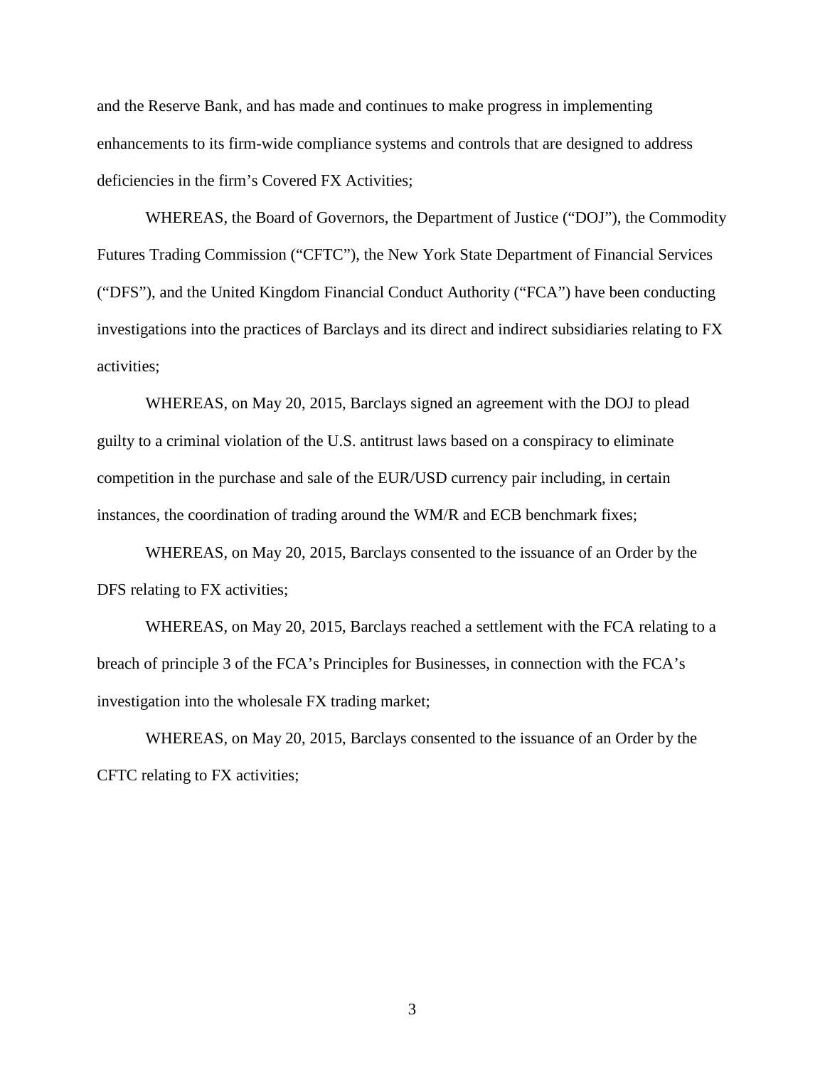and the Reserve Bank, and has made and continues to make progress in implementing enhancements to its firm-wide compliance systems and controls that are designed to address deficiencies in the firm's Covered FX Activities;

WHEREAS, the Board of Governors, the Department of Justice ("DOJ"), the Commodity Futures Trading Commission ("CFTC"), the New York State Department of Financial Services ("DFS"), and the United Kingdom Financial Conduct Authority ("FCA") have been conducting investigations into the practices of Barclays and its direct and indirect subsidiaries relating to FX activities;

WHEREAS, on May 20, 2015, Barclays signed an agreement with the DOJ to plead guilty to a criminal violation of the U.S. antitrust laws based on a conspiracy to eliminate competition in the purchase and sale of the EUR/USD currency pair including, in certain instances, the coordination of trading around the WM/R and ECB benchmark fixes;

WHEREAS, on May 20, 2015, Barclays consented to the issuance of an Order by the DFS relating to FX activities;

WHEREAS, on May 20, 2015, Barclays reached a settlement with the FCA relating to a breach of principle 3 of the FCA's Principles for Businesses, in connection with the FCA's investigation into the wholesale FX trading market;

WHEREAS, on May 20, 2015, Barclays consented to the issuance of an Order by the CFTC relating to FX activities;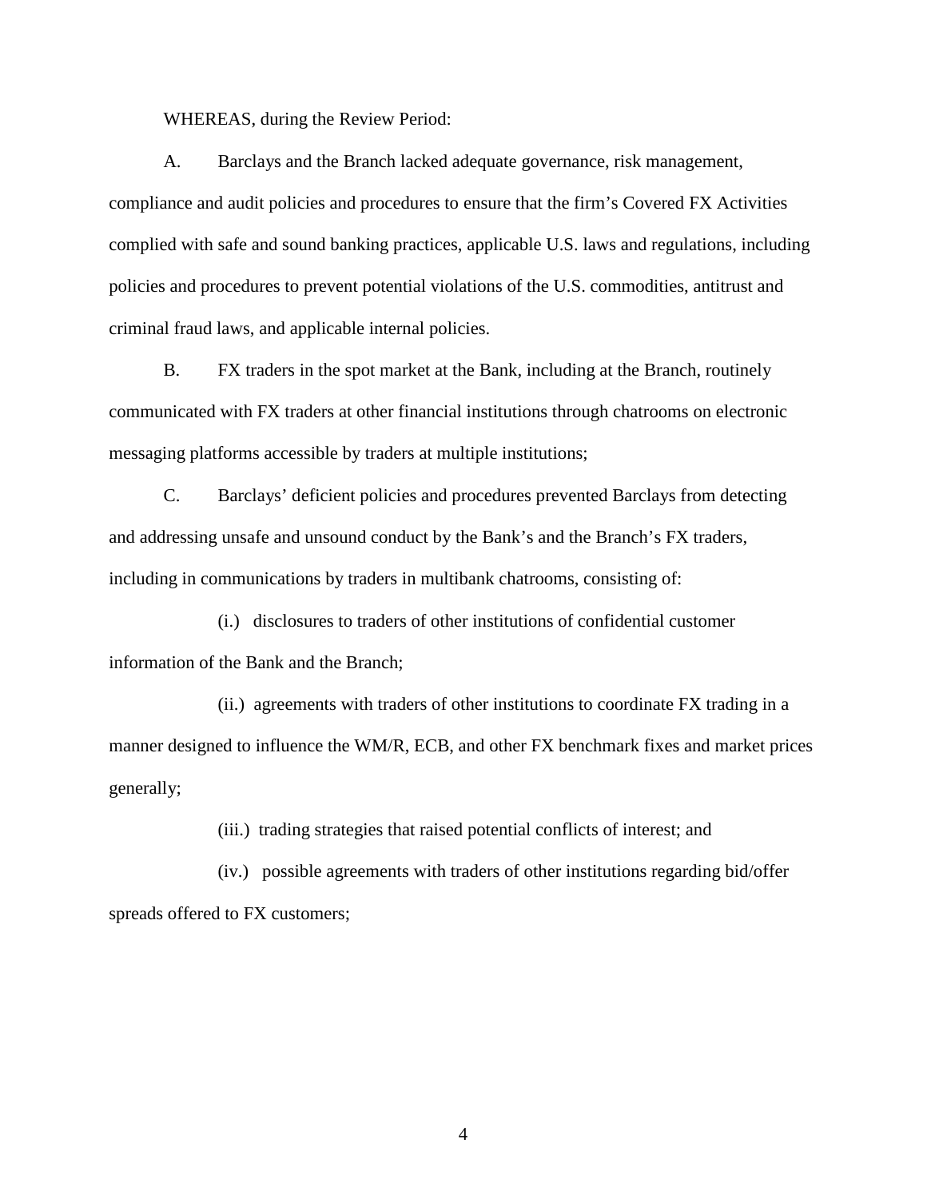WHEREAS, during the Review Period:

A. Barclays and the Branch lacked adequate governance, risk management, compliance and audit policies and procedures to ensure that the firm's Covered FX Activities complied with safe and sound banking practices, applicable U.S. laws and regulations, including policies and procedures to prevent potential violations of the U.S. commodities, antitrust and criminal fraud laws, and applicable internal policies.

B. FX traders in the spot market at the Bank, including at the Branch, routinely communicated with FX traders at other financial institutions through chatrooms on electronic messaging platforms accessible by traders at multiple institutions;

C. Barclays' deficient policies and procedures prevented Barclays from detecting and addressing unsafe and unsound conduct by the Bank's and the Branch's FX traders, including in communications by traders in multibank chatrooms, consisting of:

(i.) disclosures to traders of other institutions of confidential customer information of the Bank and the Branch;

(ii.) agreements with traders of other institutions to coordinate FX trading in a manner designed to influence the WM/R, ECB, and other FX benchmark fixes and market prices generally;

(iii.) trading strategies that raised potential conflicts of interest; and

(iv.) possible agreements with traders of other institutions regarding bid/offer spreads offered to FX customers;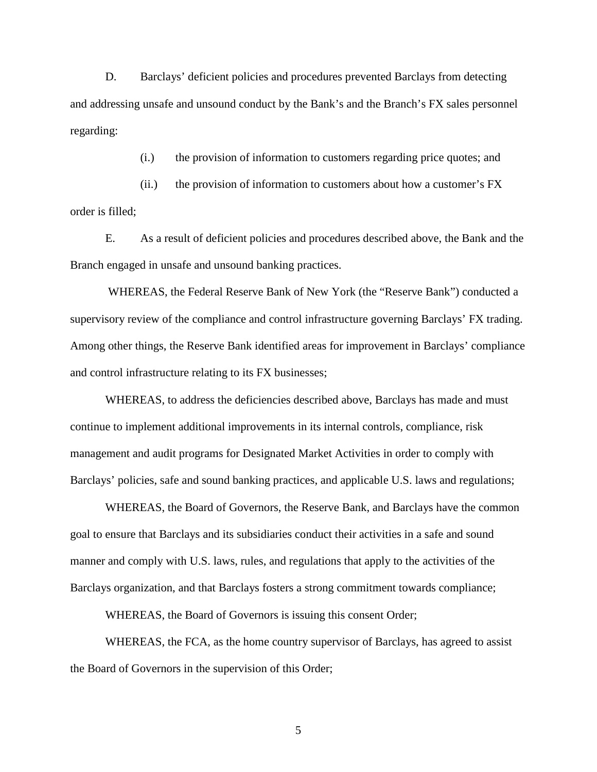D. Barclays' deficient policies and procedures prevented Barclays from detecting and addressing unsafe and unsound conduct by the Bank's and the Branch's FX sales personnel regarding:

(i.) the provision of information to customers regarding price quotes; and

(ii.) the provision of information to customers about how a customer's FX order is filled;

E. As a result of deficient policies and procedures described above, the Bank and the Branch engaged in unsafe and unsound banking practices.

WHEREAS, the Federal Reserve Bank of New York (the "Reserve Bank") conducted a supervisory review of the compliance and control infrastructure governing Barclays' FX trading. Among other things, the Reserve Bank identified areas for improvement in Barclays' compliance and control infrastructure relating to its FX businesses;

WHEREAS, to address the deficiencies described above, Barclays has made and must continue to implement additional improvements in its internal controls, compliance, risk management and audit programs for Designated Market Activities in order to comply with Barclays' policies, safe and sound banking practices, and applicable U.S. laws and regulations;

WHEREAS, the Board of Governors, the Reserve Bank, and Barclays have the common goal to ensure that Barclays and its subsidiaries conduct their activities in a safe and sound manner and comply with U.S. laws, rules, and regulations that apply to the activities of the Barclays organization, and that Barclays fosters a strong commitment towards compliance;

WHEREAS, the Board of Governors is issuing this consent Order;

WHEREAS, the FCA, as the home country supervisor of Barclays, has agreed to assist the Board of Governors in the supervision of this Order;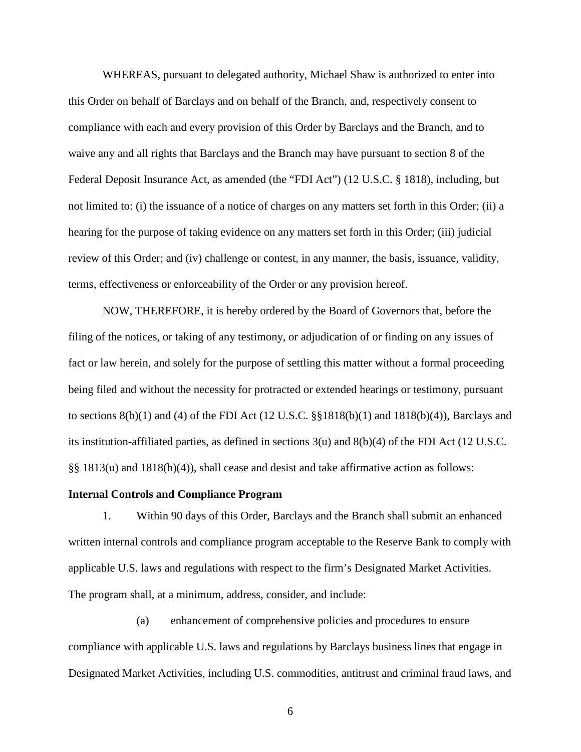WHEREAS, pursuant to delegated authority, Michael Shaw is authorized to enter into this Order on behalf of Barclays and on behalf of the Branch, and, respectively consent to compliance with each and every provision of this Order by Barclays and the Branch, and to waive any and all rights that Barclays and the Branch may have pursuant to section 8 of the Federal Deposit Insurance Act, as amended (the "FDI Act") (12 U.S.C. § 1818), including, but not limited to: (i) the issuance of a notice of charges on any matters set forth in this Order; (ii) a hearing for the purpose of taking evidence on any matters set forth in this Order; (iii) judicial review of this Order; and (iv) challenge or contest, in any manner, the basis, issuance, validity, terms, effectiveness or enforceability of the Order or any provision hereof.

NOW, THEREFORE, it is hereby ordered by the Board of Governors that, before the filing of the notices, or taking of any testimony, or adjudication of or finding on any issues of fact or law herein, and solely for the purpose of settling this matter without a formal proceeding being filed and without the necessity for protracted or extended hearings or testimony, pursuant to sections 8(b)(1) and (4) of the FDI Act (12 U.S.C. §§1818(b)(1) and 1818(b)(4)), Barclays and its institution-affiliated parties, as defined in sections 3(u) and 8(b)(4) of the FDI Act (12 U.S.C. §§ 1813(u) and 1818(b)(4)), shall cease and desist and take affirmative action as follows:

**Internal Controls and Compliance Program**

1. Within 90 days of this Order, Barclays and the Branch shall submit an enhanced written internal controls and compliance program acceptable to the Reserve Bank to comply with applicable U.S. laws and regulations with respect to the firm's Designated Market Activities. The program shall, at a minimum, address, consider, and include:

(a) enhancement of comprehensive policies and procedures to ensure compliance with applicable U.S. laws and regulations by Barclays business lines that engage in Designated Market Activities, including U.S. commodities, antitrust and criminal fraud laws, and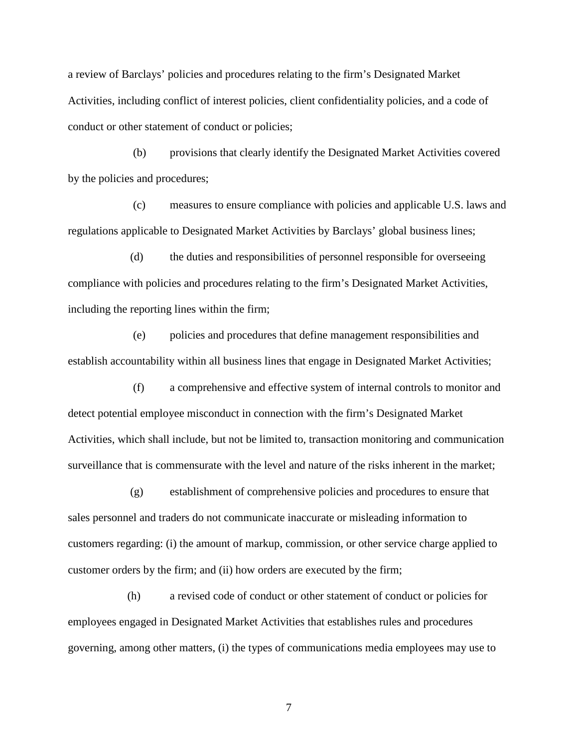a review of Barclays' policies and procedures relating to the firm's Designated Market Activities, including conflict of interest policies, client confidentiality policies, and a code of conduct or other statement of conduct or policies;

(b) provisions that clearly identify the Designated Market Activities covered by the policies and procedures;

(c) measures to ensure compliance with policies and applicable U.S. laws and regulations applicable to Designated Market Activities by Barclays' global business lines;

(d) the duties and responsibilities of personnel responsible for overseeing compliance with policies and procedures relating to the firm's Designated Market Activities, including the reporting lines within the firm;

(e) policies and procedures that define management responsibilities and establish accountability within all business lines that engage in Designated Market Activities;

(f) a comprehensive and effective system of internal controls to monitor and detect potential employee misconduct in connection with the firm's Designated Market Activities, which shall include, but not be limited to, transaction monitoring and communication surveillance that is commensurate with the level and nature of the risks inherent in the market;

(g) establishment of comprehensive policies and procedures to ensure that sales personnel and traders do not communicate inaccurate or misleading information to customers regarding: (i) the amount of markup, commission, or other service charge applied to customer orders by the firm; and (ii) how orders are executed by the firm;

(h) a revised code of conduct or other statement of conduct or policies for employees engaged in Designated Market Activities that establishes rules and procedures governing, among other matters, (i) the types of communications media employees may use to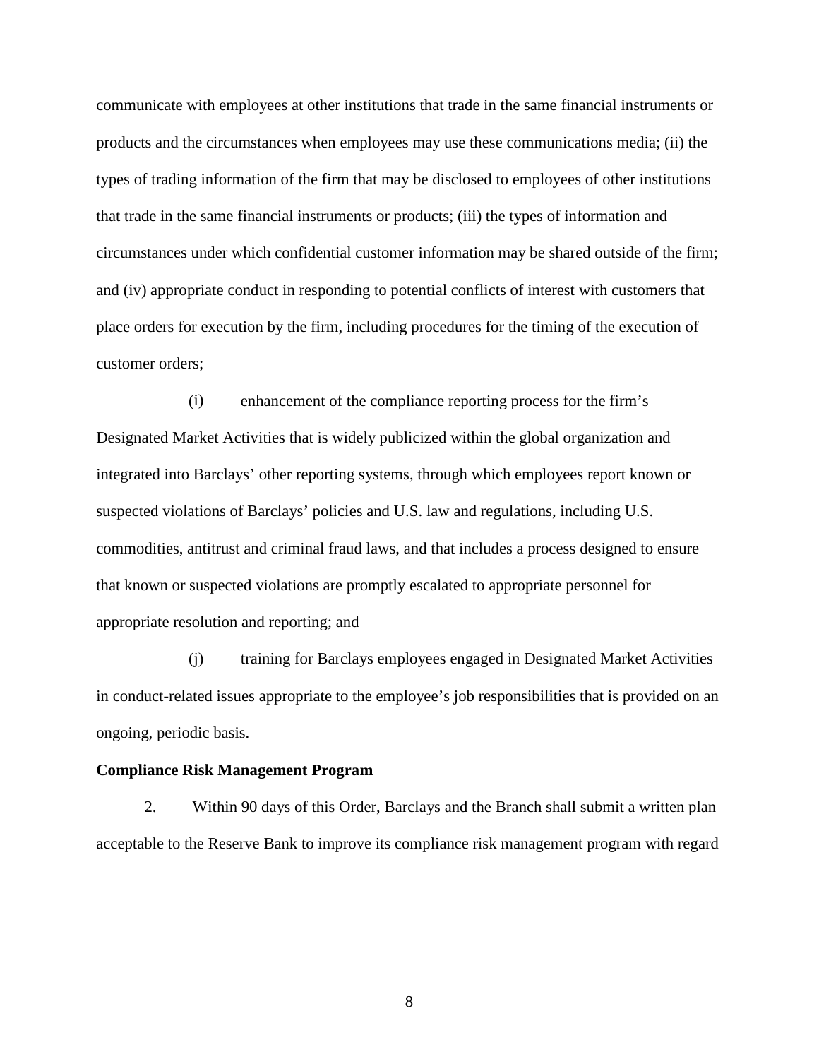communicate with employees at other institutions that trade in the same financial instruments or products and the circumstances when employees may use these communications media; (ii) the types of trading information of the firm that may be disclosed to employees of other institutions that trade in the same financial instruments or products; (iii) the types of information and circumstances under which confidential customer information may be shared outside of the firm; and (iv) appropriate conduct in responding to potential conflicts of interest with customers that place orders for execution by the firm, including procedures for the timing of the execution of customer orders;

(i) enhancement of the compliance reporting process for the firm's Designated Market Activities that is widely publicized within the global organization and integrated into Barclays' other reporting systems, through which employees report known or suspected violations of Barclays' policies and U.S. law and regulations, including U.S. commodities, antitrust and criminal fraud laws, and that includes a process designed to ensure that known or suspected violations are promptly escalated to appropriate personnel for appropriate resolution and reporting; and

(j) training for Barclays employees engaged in Designated Market Activities in conduct-related issues appropriate to the employee's job responsibilities that is provided on an ongoing, periodic basis.

**Compliance Risk Management Program**

2. Within 90 days of this Order, Barclays and the Branch shall submit a written plan acceptable to the Reserve Bank to improve its compliance risk management program with regard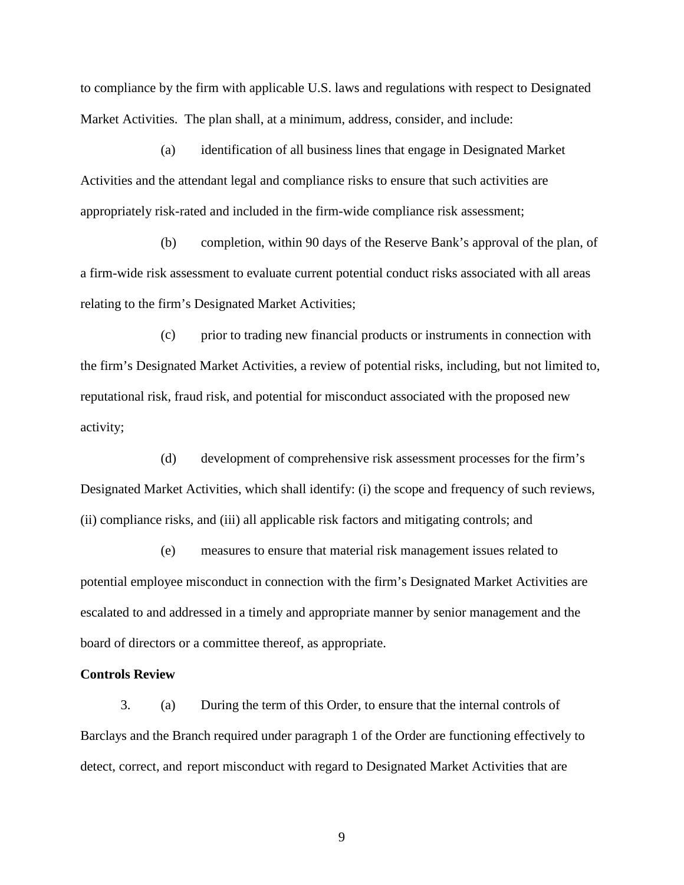to compliance by the firm with applicable U.S. laws and regulations with respect to Designated Market Activities. The plan shall, at a minimum, address, consider, and include:

(a) identification of all business lines that engage in Designated Market Activities and the attendant legal and compliance risks to ensure that such activities are appropriately risk-rated and included in the firm-wide compliance risk assessment;

(b) completion, within 90 days of the Reserve Bank's approval of the plan, of a firm-wide risk assessment to evaluate current potential conduct risks associated with all areas relating to the firm's Designated Market Activities;

(c) prior to trading new financial products or instruments in connection with the firm's Designated Market Activities, a review of potential risks, including, but not limited to, reputational risk, fraud risk, and potential for misconduct associated with the proposed new activity;

(d) development of comprehensive risk assessment processes for the firm's Designated Market Activities, which shall identify: (i) the scope and frequency of such reviews, (ii) compliance risks, and (iii) all applicable risk factors and mitigating controls; and

(e) measures to ensure that material risk management issues related to potential employee misconduct in connection with the firm's Designated Market Activities are escalated to and addressed in a timely and appropriate manner by senior management and the board of directors or a committee thereof, as appropriate.

**Controls Review**

3. (a) During the term of this Order, to ensure that the internal controls of Barclays and the Branch required under paragraph 1 of the Order are functioning effectively to detect, correct, and report misconduct with regard to Designated Market Activities that are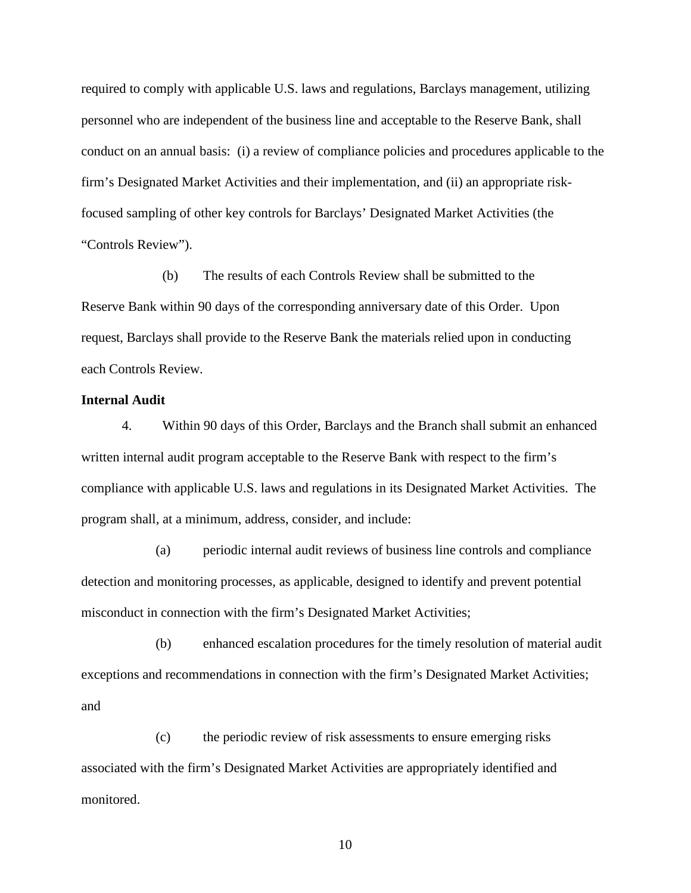required to comply with applicable U.S. laws and regulations, Barclays management, utilizing personnel who are independent of the business line and acceptable to the Reserve Bank, shall conduct on an annual basis: (i) a review of compliance policies and procedures applicable to the firm's Designated Market Activities and their implementation, and (ii) an appropriate risk-focused sampling of other key controls for Barclays' Designated Market Activities (the "Controls Review").

(b) The results of each Controls Review shall be submitted to the Reserve Bank within 90 days of the corresponding anniversary date of this Order. Upon request, Barclays shall provide to the Reserve Bank the materials relied upon in conducting each Controls Review.

**Internal Audit**

4. Within 90 days of this Order, Barclays and the Branch shall submit an enhanced written internal audit program acceptable to the Reserve Bank with respect to the firm's compliance with applicable U.S. laws and regulations in its Designated Market Activities. The program shall, at a minimum, address, consider, and include:

(a) periodic internal audit reviews of business line controls and compliance detection and monitoring processes, as applicable, designed to identify and prevent potential misconduct in connection with the firm's Designated Market Activities;

(b) enhanced escalation procedures for the timely resolution of material audit exceptions and recommendations in connection with the firm's Designated Market Activities; and

(c) the periodic review of risk assessments to ensure emerging risks associated with the firm's Designated Market Activities are appropriately identified and monitored.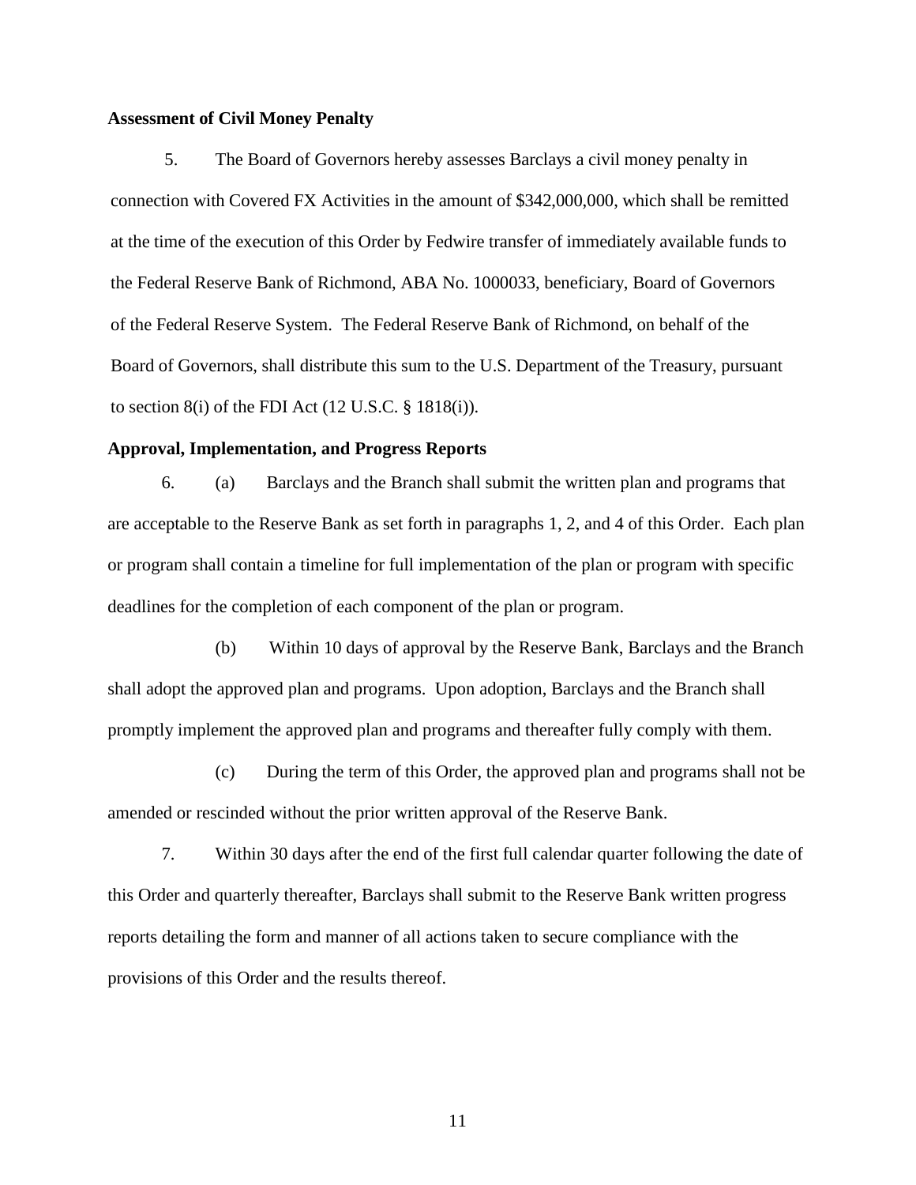**Assessment of Civil Money Penalty**

5. The Board of Governors hereby assesses Barclays a civil money penalty in connection with Covered FX Activities in the amount of $342,000,000, which shall be remitted at the time of the execution of this Order by Fedwire transfer of immediately available funds to the Federal Reserve Bank of Richmond, ABA No. 1000033, beneficiary, Board of Governors of the Federal Reserve System. The Federal Reserve Bank of Richmond, on behalf of the Board of Governors, shall distribute this sum to the U.S. Department of the Treasury, pursuant to section 8(i) of the FDI Act (12 U.S.C. § 1818(i)).

**Approval, Implementation, and Progress Reports**

6. (a) Barclays and the Branch shall submit the written plan and programs that are acceptable to the Reserve Bank as set forth in paragraphs 1, 2, and 4 of this Order. Each plan or program shall contain a timeline for full implementation of the plan or program with specific deadlines for the completion of each component of the plan or program.

(b) Within 10 days of approval by the Reserve Bank, Barclays and the Branch shall adopt the approved plan and programs. Upon adoption, Barclays and the Branch shall promptly implement the approved plan and programs and thereafter fully comply with them.

(c) During the term of this Order, the approved plan and programs shall not be amended or rescinded without the prior written approval of the Reserve Bank.

7. Within 30 days after the end of the first full calendar quarter following the date of this Order and quarterly thereafter, Barclays shall submit to the Reserve Bank written progress reports detailing the form and manner of all actions taken to secure compliance with the provisions of this Order and the results thereof.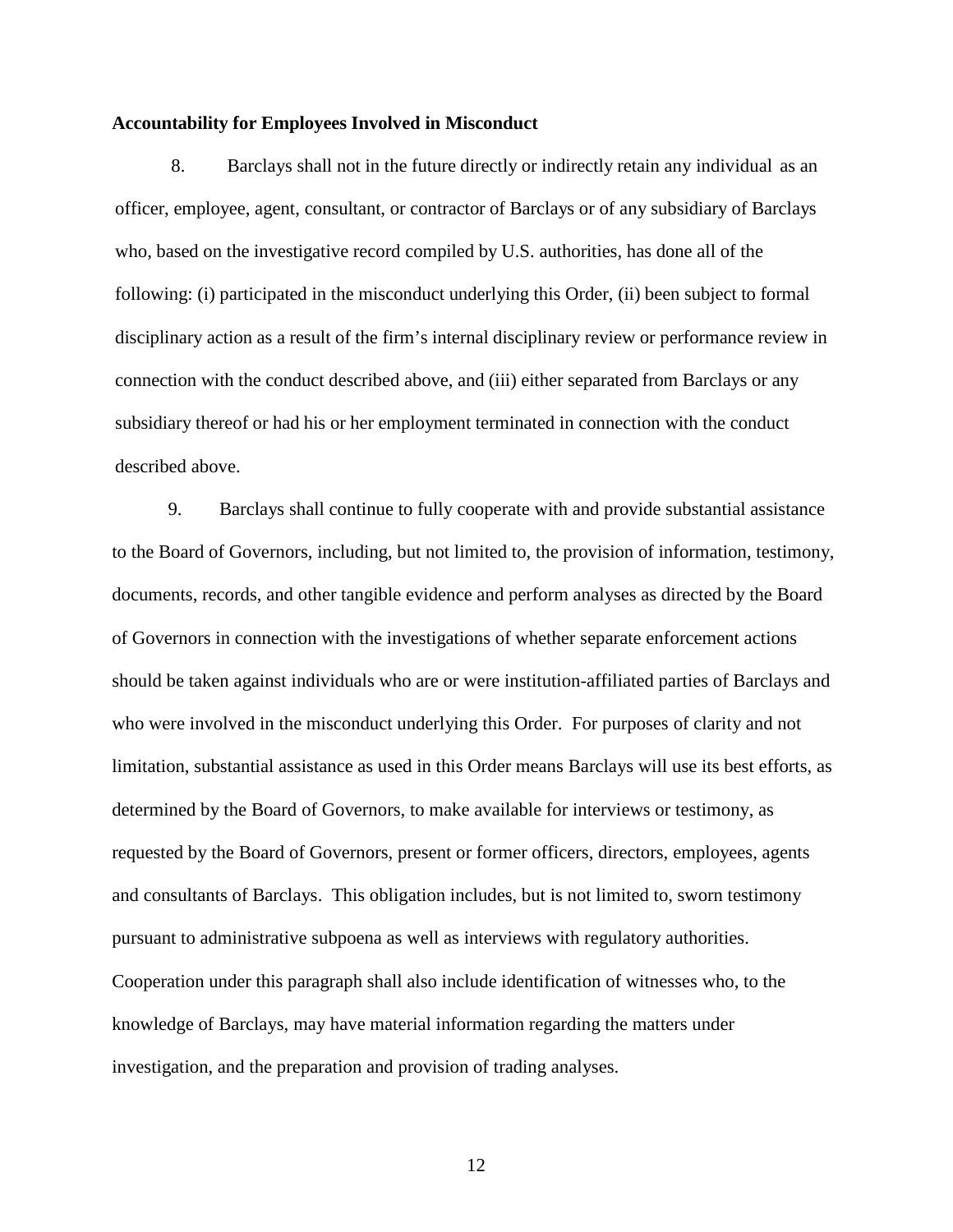**Accountability for Employees Involved in Misconduct**

8. Barclays shall not in the future directly or indirectly retain any individual as an officer, employee, agent, consultant, or contractor of Barclays or of any subsidiary of Barclays who, based on the investigative record compiled by U.S. authorities, has done all of the following: (i) participated in the misconduct underlying this Order, (ii) been subject to formal disciplinary action as a result of the firm's internal disciplinary review or performance review in connection with the conduct described above, and (iii) either separated from Barclays or any subsidiary thereof or had his or her employment terminated in connection with the conduct described above.

9. Barclays shall continue to fully cooperate with and provide substantial assistance to the Board of Governors, including, but not limited to, the provision of information, testimony, documents, records, and other tangible evidence and perform analyses as directed by the Board of Governors in connection with the investigations of whether separate enforcement actions should be taken against individuals who are or were institution-affiliated parties of Barclays and who were involved in the misconduct underlying this Order. For purposes of clarity and not limitation, substantial assistance as used in this Order means Barclays will use its best efforts, as determined by the Board of Governors, to make available for interviews or testimony, as requested by the Board of Governors, present or former officers, directors, employees, agents and consultants of Barclays. This obligation includes, but is not limited to, sworn testimony pursuant to administrative subpoena as well as interviews with regulatory authorities. Cooperation under this paragraph shall also include identification of witnesses who, to the knowledge of Barclays, may have material information regarding the matters under investigation, and the preparation and provision of trading analyses.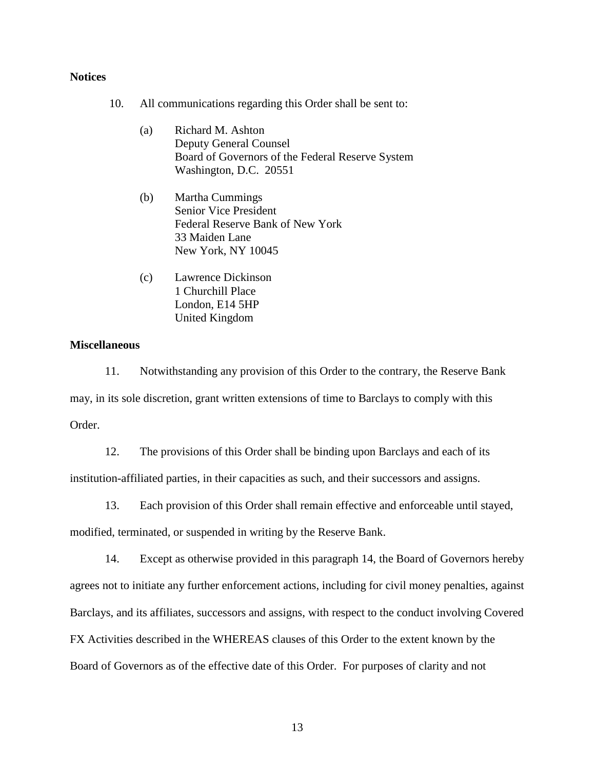**Notices**

10. All communications regarding this Order shall be sent to:

    (a) Richard M. Ashton
    Deputy General Counsel
    Board of Governors of the Federal Reserve System
    Washington, D.C. 20551

    (b) Martha Cummings
    Senior Vice President
    Federal Reserve Bank of New York
    33 Maiden Lane
    New York, NY 10045

    (c) Lawrence Dickinson
    1 Churchill Place
    London, E14 5HP
    United Kingdom

**Miscellaneous**

11. Notwithstanding any provision of this Order to the contrary, the Reserve Bank may, in its sole discretion, grant written extensions of time to Barclays to comply with this Order.

12. The provisions of this Order shall be binding upon Barclays and each of its institution-affiliated parties, in their capacities as such, and their successors and assigns.

13. Each provision of this Order shall remain effective and enforceable until stayed, modified, terminated, or suspended in writing by the Reserve Bank.

14. Except as otherwise provided in this paragraph 14, the Board of Governors hereby agrees not to initiate any further enforcement actions, including for civil money penalties, against Barclays, and its affiliates, successors and assigns, with respect to the conduct involving Covered FX Activities described in the WHEREAS clauses of this Order to the extent known by the Board of Governors as of the effective date of this Order. For purposes of clarity and not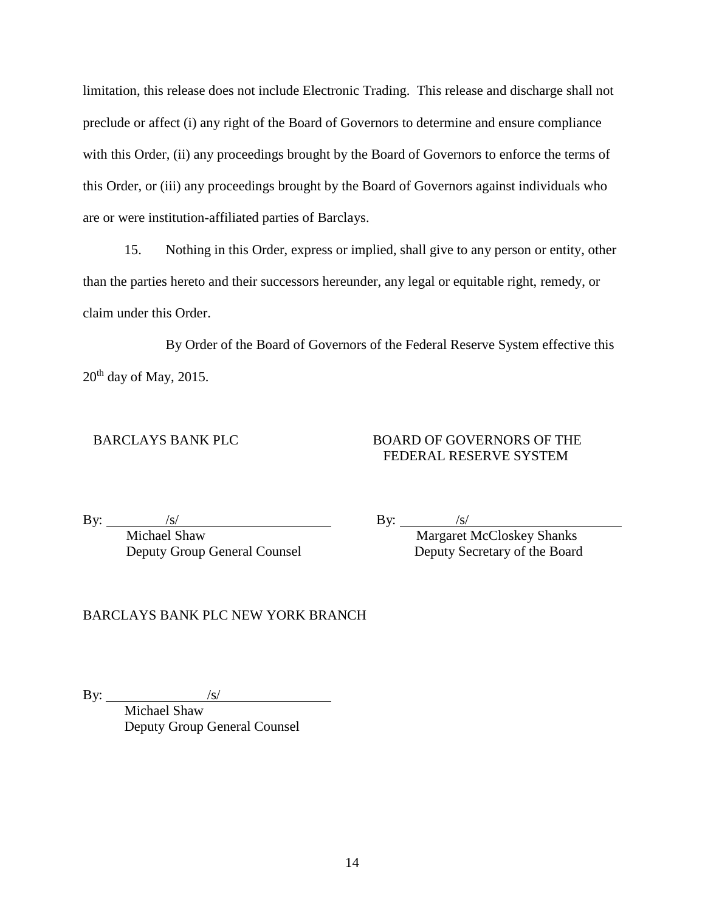limitation, this release does not include Electronic Trading. This release and discharge shall not preclude or affect (i) any right of the Board of Governors to determine and ensure compliance with this Order, (ii) any proceedings brought by the Board of Governors to enforce the terms of this Order, or (iii) any proceedings brought by the Board of Governors against individuals who are or were institution-affiliated parties of Barclays.

15. Nothing in this Order, express or implied, shall give to any person or entity, other than the parties hereto and their successors hereunder, any legal or equitable right, remedy, or claim under this Order.

By Order of the Board of Governors of the Federal Reserve System effective this 20th day of May, 2015.

BARCLAYS BANK PLC

By: /s/
Michael Shaw
Deputy Group General Counsel

BOARD OF GOVERNORS OF THE FEDERAL RESERVE SYSTEM

By: /s/
Margaret McCloskey Shanks
Deputy Secretary of the Board

BARCLAYS BANK PLC NEW YORK BRANCH

By: /s/
Michael Shaw
Deputy Group General Counsel